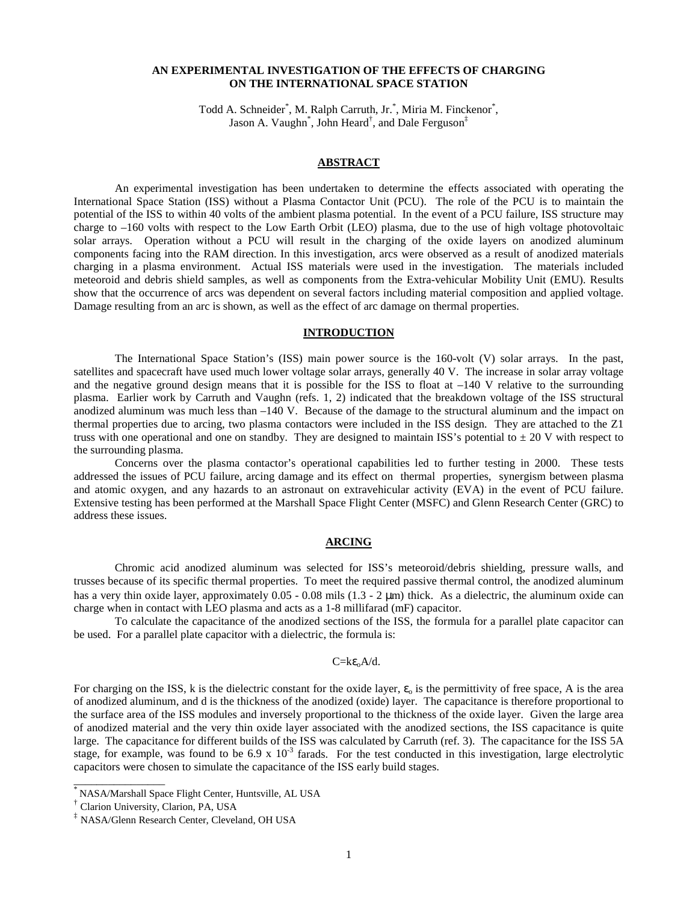# AN EXPERIMENTAL INVESTIGATION OF THE EFFECTS OF CHARGING ON THE INTERNATIONAL SPACE STATION

Todd A. Schneider[*], M. Ralph Carruth, Jr.[*], Miria M. Finckenor[*], Jason A. Vaughn[*], John Heard[†], and Dale Ferguson[‡]

## ABSTRACT

An experimental investigation has been undertaken to determine the effects associated with operating the International Space Station (ISS) without a Plasma Contactor Unit (PCU). The role of the PCU is to maintain the potential of the ISS to within 40 volts of the ambient plasma potential. In the event of a PCU failure, ISS structure may charge to –160 volts with respect to the Low Earth Orbit (LEO) plasma, due to the use of high voltage photovoltaic solar arrays. Operation without a PCU will result in the charging of the oxide layers on anodized aluminum components facing into the RAM direction. In this investigation, arcs were observed as a result of anodized materials charging in a plasma environment. Actual ISS materials were used in the investigation. The materials included meteoroid and debris shield samples, as well as components from the Extra-vehicular Mobility Unit (EMU). Results show that the occurrence of arcs was dependent on several factors including material composition and applied voltage. Damage resulting from an arc is shown, as well as the effect of arc damage on thermal properties.

## INTRODUCTION

The International Space Station's (ISS) main power source is the 160-volt (V) solar arrays. In the past, satellites and spacecraft have used much lower voltage solar arrays, generally 40 V. The increase in solar array voltage and the negative ground design means that it is possible for the ISS to float at –140 V relative to the surrounding plasma. Earlier work by Carruth and Vaughn (refs. 1, 2) indicated that the breakdown voltage of the ISS structural anodized aluminum was much less than –140 V. Because of the damage to the structural aluminum and the impact on thermal properties due to arcing, two plasma contactors were included in the ISS design. They are attached to the Z1 truss with one operational and one on standby. They are designed to maintain ISS's potential to ± 20 V with respect to the surrounding plasma.

Concerns over the plasma contactor's operational capabilities led to further testing in 2000. These tests addressed the issues of PCU failure, arcing damage and its effect on thermal properties, synergism between plasma and atomic oxygen, and any hazards to an astronaut on extravehicular activity (EVA) in the event of PCU failure. Extensive testing has been performed at the Marshall Space Flight Center (MSFC) and Glenn Research Center (GRC) to address these issues.

## ARCING

Chromic acid anodized aluminum was selected for ISS's meteoroid/debris shielding, pressure walls, and trusses because of its specific thermal properties. To meet the required passive thermal control, the anodized aluminum has a very thin oxide layer, approximately 0.05 - 0.08 mils (1.3 - 2 μm) thick. As a dielectric, the aluminum oxide can charge when in contact with LEO plasma and acts as a 1-8 millifarad (mF) capacitor.

To calculate the capacitance of the anodized sections of the ISS, the formula for a parallel plate capacitor can be used. For a parallel plate capacitor with a dielectric, the formula is:

$$C = k\varepsilon_o A/d.$$

For charging on the ISS, k is the dielectric constant for the oxide layer, $\varepsilon_o$ is the permittivity of free space, A is the area of anodized aluminum, and d is the thickness of the anodized (oxide) layer. The capacitance is therefore proportional to the surface area of the ISS modules and inversely proportional to the thickness of the oxide layer. Given the large area of anodized material and the very thin oxide layer associated with the anodized sections, the ISS capacitance is quite large. The capacitance for different builds of the ISS was calculated by Carruth (ref. 3). The capacitance for the ISS 5A stage, for example, was found to be $6.9 \times 10^{-3}$ farads. For the test conducted in this investigation, large electrolytic capacitors were chosen to simulate the capacitance of the ISS early build stages.

---

[*] NASA/Marshall Space Flight Center, Huntsville, AL USA
[†] Clarion University, Clarion, PA, USA
[‡] NASA/Glenn Research Center, Cleveland, OH USA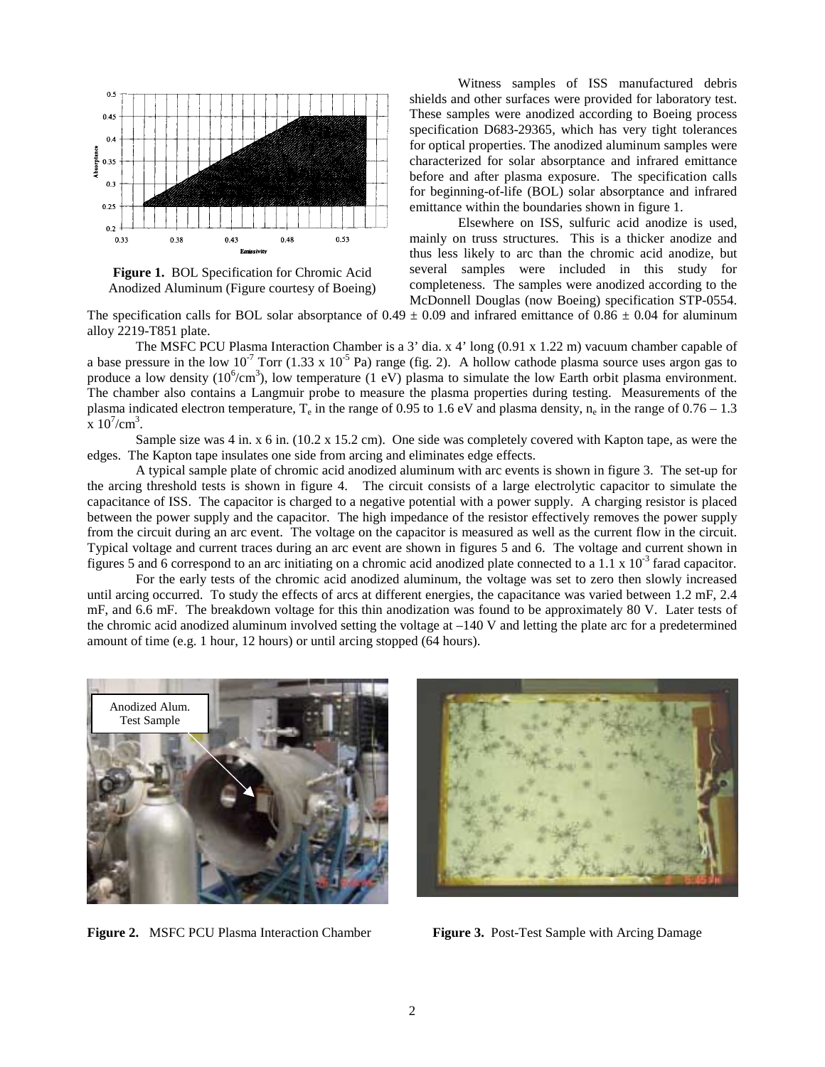Figure 1. BOL Specification for Chromic Acid Anodized Aluminum (Figure courtesy of Boeing)

Witness samples of ISS manufactured debris shields and other surfaces were provided for laboratory test. These samples were anodized according to Boeing process specification D683-29365, which has very tight tolerances for optical properties. The anodized aluminum samples were characterized for solar absorptance and infrared emittance before and after plasma exposure. The specification calls for beginning-of-life (BOL) solar absorptance and infrared emittance within the boundaries shown in figure 1.

Elsewhere on ISS, sulfuric acid anodize is used, mainly on truss structures. This is a thicker anodize and thus less likely to arc than the chromic acid anodize, but several samples were included in this study for completeness. The samples were anodized according to the McDonnell Douglas (now Boeing) specification STP-0554. The specification calls for BOL solar absorptance of $0.49 \pm 0.09$ and infrared emittance of $0.86 \pm 0.04$ for aluminum alloy 2219-T851 plate.

The MSFC PCU Plasma Interaction Chamber is a 3' dia. x 4' long (0.91 x 1.22 m) vacuum chamber capable of a base pressure in the low $10^{-7}$ Torr ($1.33 \times 10^{-5}$ Pa) range (fig. 2). A hollow cathode plasma source uses argon gas to produce a low density ($10^6$/cm$^3$), low temperature (1 eV) plasma to simulate the low Earth orbit plasma environment. The chamber also contains a Langmuir probe to measure the plasma properties during testing. Measurements of the plasma indicated electron temperature, $T_e$ in the range of 0.95 to 1.6 eV and plasma density, $n_e$ in the range of $0.76 - 1.3 \times 10^7$/cm$^3$.

Sample size was 4 in. x 6 in. (10.2 x 15.2 cm). One side was completely covered with Kapton tape, as were the edges. The Kapton tape insulates one side from arcing and eliminates edge effects.

A typical sample plate of chromic acid anodized aluminum with arc events is shown in figure 3. The set-up for the arcing threshold tests is shown in figure 4. The circuit consists of a large electrolytic capacitor to simulate the capacitance of ISS. The capacitor is charged to a negative potential with a power supply. A charging resistor is placed between the power supply and the capacitor. The high impedance of the resistor effectively removes the power supply from the circuit during an arc event. The voltage on the capacitor is measured as well as the current flow in the circuit. Typical voltage and current traces during an arc event are shown in figures 5 and 6. The voltage and current shown in figures 5 and 6 correspond to an arc initiating on a chromic acid anodized plate connected to a $1.1 \times 10^{-3}$ farad capacitor.

For the early tests of the chromic acid anodized aluminum, the voltage was set to zero then slowly increased until arcing occurred. To study the effects of arcs at different energies, the capacitance was varied between 1.2 mF, 2.4 mF, and 6.6 mF. The breakdown voltage for this thin anodization was found to be approximately 80 V. Later tests of the chromic acid anodized aluminum involved setting the voltage at –140 V and letting the plate arc for a predetermined amount of time (e.g. 1 hour, 12 hours) or until arcing stopped (64 hours).

**Figure 2.** MSFC PCU Plasma Interaction Chamber

**Figure 3.** Post-Test Sample with Arcing Damage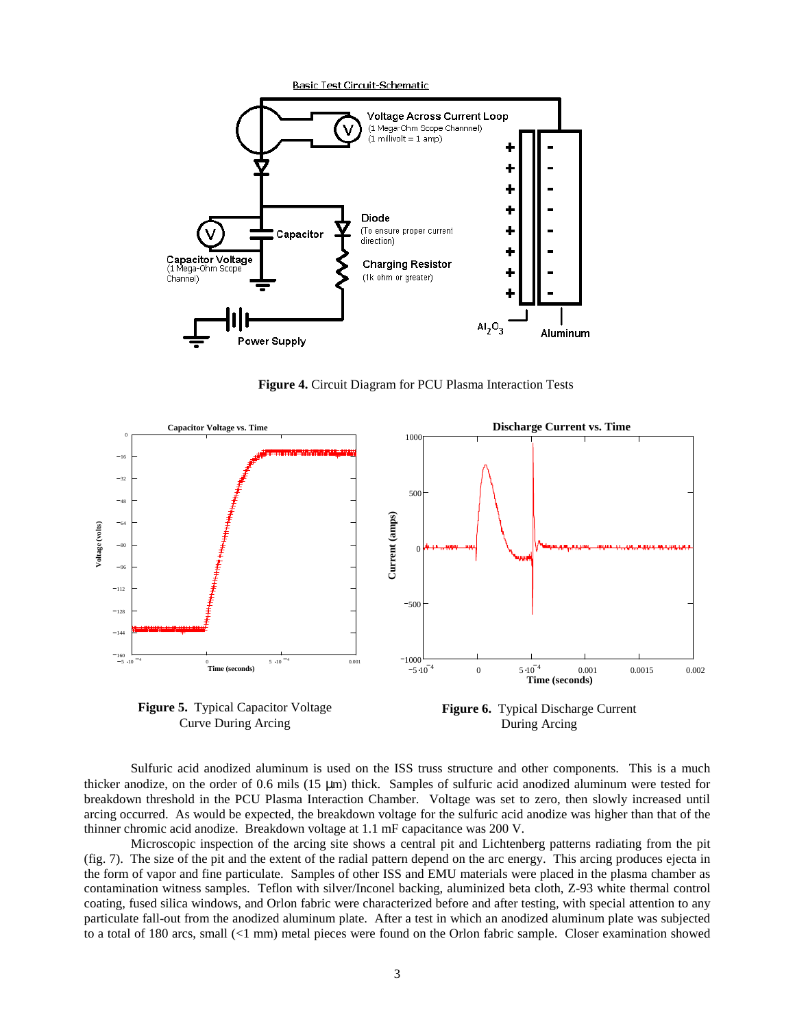**Figure 4.** Circuit Diagram for PCU Plasma Interaction Tests

**Figure 5.** Typical Capacitor Voltage Curve During Arcing

**Figure 6.** Typical Discharge Current During Arcing

Sulfuric acid anodized aluminum is used on the ISS truss structure and other components. This is a much thicker anodize, on the order of 0.6 mils (15 μm) thick. Samples of sulfuric acid anodized aluminum were tested for breakdown threshold in the PCU Plasma Interaction Chamber. Voltage was set to zero, then slowly increased until arcing occurred. As would be expected, the breakdown voltage for the sulfuric acid anodize was higher than that of the thinner chromic acid anodize. Breakdown voltage at 1.1 mF capacitance was 200 V.

Microscopic inspection of the arcing site shows a central pit and Lichtenberg patterns radiating from the pit (fig. 7). The size of the pit and the extent of the radial pattern depend on the arc energy. This arcing produces ejecta in the form of vapor and fine particulate. Samples of other ISS and EMU materials were placed in the plasma chamber as contamination witness samples. Teflon with silver/Inconel backing, aluminized beta cloth, Z-93 white thermal control coating, fused silica windows, and Orlon fabric were characterized before and after testing, with special attention to any particulate fall-out from the anodized aluminum plate. After a test in which an anodized aluminum plate was subjected to a total of 180 arcs, small (<1 mm) metal pieces were found on the Orlon fabric sample. Closer examination showed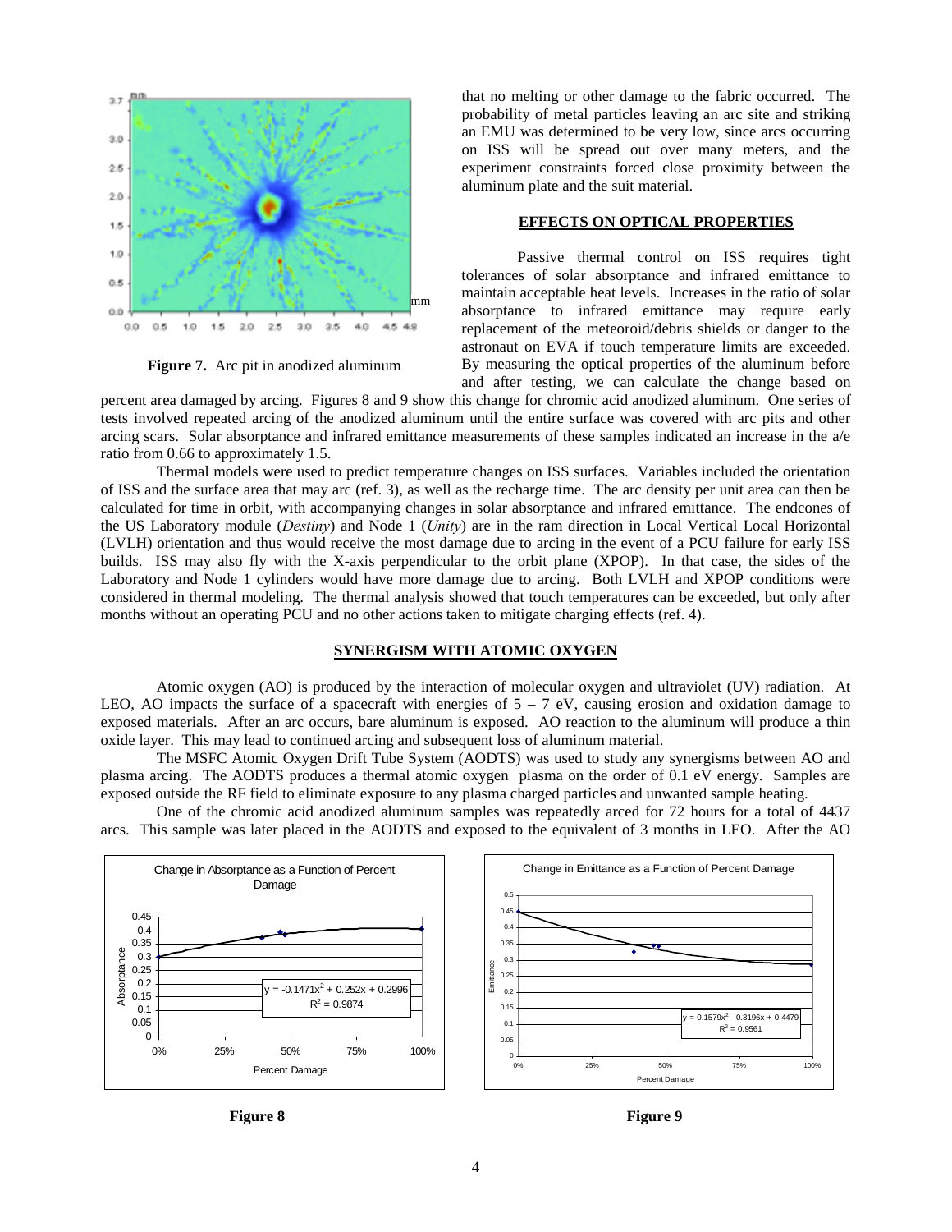Figure 7. Arc pit in anodized aluminum

that no melting or other damage to the fabric occurred. The probability of metal particles leaving an arc site and striking an EMU was determined to be very low, since arcs occurring on ISS will be spread out over many meters, and the experiment constraints forced close proximity between the aluminum plate and the suit material.

## EFFECTS ON OPTICAL PROPERTIES

Passive thermal control on ISS requires tight tolerances of solar absorptance and infrared emittance to maintain acceptable heat levels. Increases in the ratio of solar absorptance to infrared emittance may require early replacement of the meteoroid/debris shields or danger to the astronaut on EVA if touch temperature limits are exceeded. By measuring the optical properties of the aluminum before and after testing, we can calculate the change based on percent area damaged by arcing. Figures 8 and 9 show this change for chromic acid anodized aluminum. One series of tests involved repeated arcing of the anodized aluminum until the entire surface was covered with arc pits and other arcing scars. Solar absorptance and infrared emittance measurements of these samples indicated an increase in the a/e ratio from 0.66 to approximately 1.5.

Thermal models were used to predict temperature changes on ISS surfaces. Variables included the orientation of ISS and the surface area that may arc (ref. 3), as well as the recharge time. The arc density per unit area can then be calculated for time in orbit, with accompanying changes in solar absorptance and infrared emittance. The endcones of the US Laboratory module (*Destiny*) and Node 1 (*Unity*) are in the ram direction in Local Vertical Local Horizontal (LVLH) orientation and thus would receive the most damage due to arcing in the event of a PCU failure for early ISS builds. ISS may also fly with the X-axis perpendicular to the orbit plane (XPOP). In that case, the sides of the Laboratory and Node 1 cylinders would have more damage due to arcing. Both LVLH and XPOP conditions were considered in thermal modeling. The thermal analysis showed that touch temperatures can be exceeded, but only after months without an operating PCU and no other actions taken to mitigate charging effects (ref. 4).

## SYNERGISM WITH ATOMIC OXYGEN

Atomic oxygen (AO) is produced by the interaction of molecular oxygen and ultraviolet (UV) radiation. At LEO, AO impacts the surface of a spacecraft with energies of 5 – 7 eV, causing erosion and oxidation damage to exposed materials. After an arc occurs, bare aluminum is exposed. AO reaction to the aluminum will produce a thin oxide layer. This may lead to continued arcing and subsequent loss of aluminum material.

The MSFC Atomic Oxygen Drift Tube System (AODTS) was used to study any synergisms between AO and plasma arcing. The AODTS produces a thermal atomic oxygen plasma on the order of 0.1 eV energy. Samples are exposed outside the RF field to eliminate exposure to any plasma charged particles and unwanted sample heating.

One of the chromic acid anodized aluminum samples was repeatedly arced for 72 hours for a total of 4437 arcs. This sample was later placed in the AODTS and exposed to the equivalent of 3 months in LEO. After the AO

Change in Absorptance as a Function of Percent Damage ($y = -0.1471x^2 + 0.252x + 0.2996$, $R^2 = 0.9874$)

Figure 8

Change in Emittance as a Function of Percent Damage ($y = 0.1579x^2 - 0.3196x + 0.4479$, $R^2 = 0.9561$)

Figure 9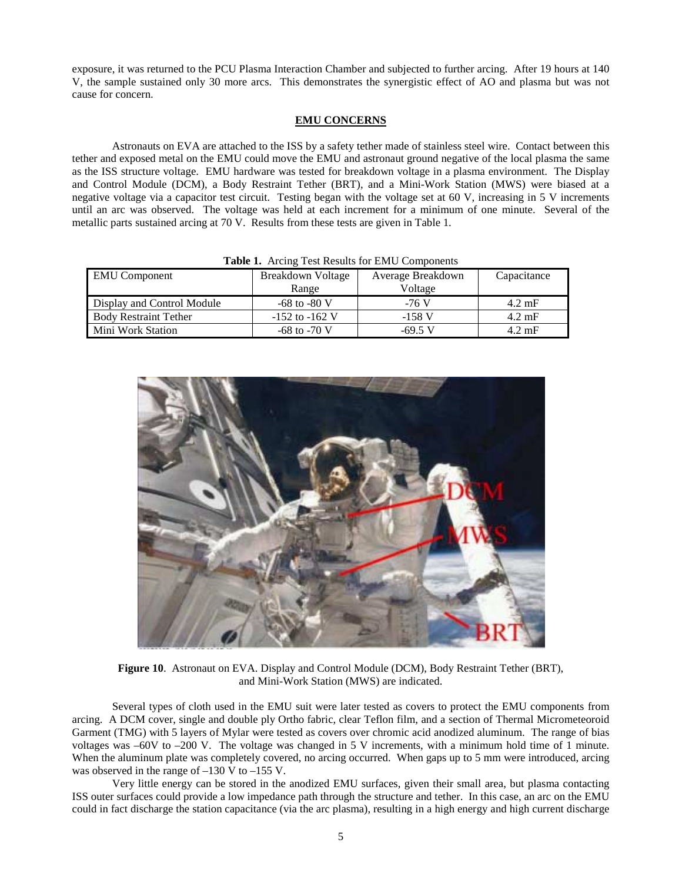exposure, it was returned to the PCU Plasma Interaction Chamber and subjected to further arcing. After 19 hours at 140 V, the sample sustained only 30 more arcs. This demonstrates the synergistic effect of AO and plasma but was not cause for concern.

## EMU CONCERNS

Astronauts on EVA are attached to the ISS by a safety tether made of stainless steel wire. Contact between this tether and exposed metal on the EMU could move the EMU and astronaut ground negative of the local plasma the same as the ISS structure voltage. EMU hardware was tested for breakdown voltage in a plasma environment. The Display and Control Module (DCM), a Body Restraint Tether (BRT), and a Mini-Work Station (MWS) were biased at a negative voltage via a capacitor test circuit. Testing began with the voltage set at 60 V, increasing in 5 V increments until an arc was observed. The voltage was held at each increment for a minimum of one minute. Several of the metallic parts sustained arcing at 70 V. Results from these tests are given in Table 1.

**Table 1.** Arcing Test Results for EMU Components

| EMU Component | Breakdown Voltage Range | Average Breakdown Voltage | Capacitance |
|---|---|---|---|
| Display and Control Module | -68 to -80 V | -76 V | 4.2 mF |
| Body Restraint Tether | -152 to -162 V | -158 V | 4.2 mF |
| Mini Work Station | -68 to -70 V | -69.5 V | 4.2 mF |

**Figure 10**. Astronaut on EVA. Display and Control Module (DCM), Body Restraint Tether (BRT), and Mini-Work Station (MWS) are indicated.

Several types of cloth used in the EMU suit were later tested as covers to protect the EMU components from arcing. A DCM cover, single and double ply Ortho fabric, clear Teflon film, and a section of Thermal Micrometeoroid Garment (TMG) with 5 layers of Mylar were tested as covers over chromic acid anodized aluminum. The range of bias voltages was –60V to –200 V. The voltage was changed in 5 V increments, with a minimum hold time of 1 minute. When the aluminum plate was completely covered, no arcing occurred. When gaps up to 5 mm were introduced, arcing was observed in the range of –130 V to –155 V.

Very little energy can be stored in the anodized EMU surfaces, given their small area, but plasma contacting ISS outer surfaces could provide a low impedance path through the structure and tether. In this case, an arc on the EMU could in fact discharge the station capacitance (via the arc plasma), resulting in a high energy and high current discharge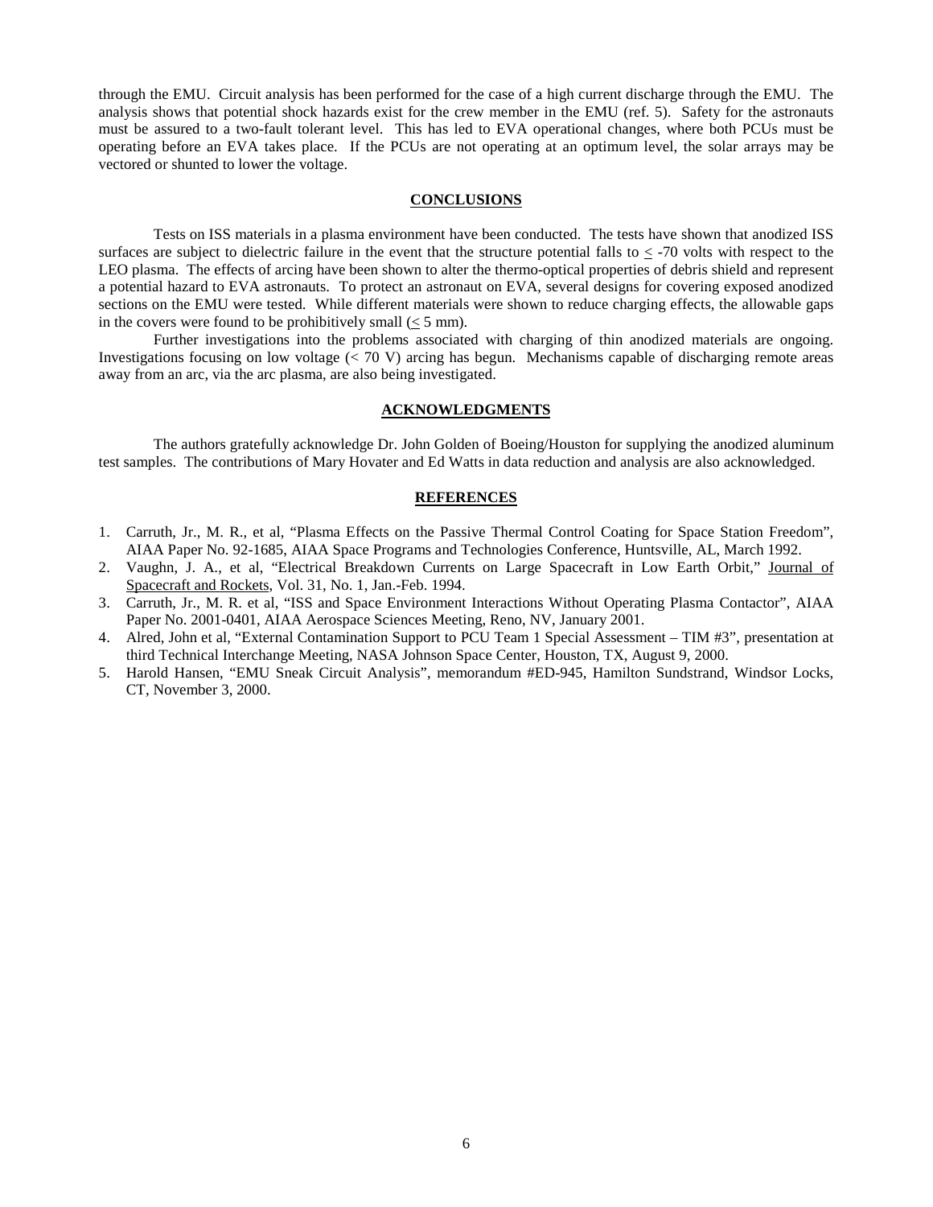through the EMU. Circuit analysis has been performed for the case of a high current discharge through the EMU. The analysis shows that potential shock hazards exist for the crew member in the EMU (ref. 5). Safety for the astronauts must be assured to a two-fault tolerant level. This has led to EVA operational changes, where both PCUs must be operating before an EVA takes place. If the PCUs are not operating at an optimum level, the solar arrays may be vectored or shunted to lower the voltage.

## CONCLUSIONS

Tests on ISS materials in a plasma environment have been conducted. The tests have shown that anodized ISS surfaces are subject to dielectric failure in the event that the structure potential falls to $\leq$ -70 volts with respect to the LEO plasma. The effects of arcing have been shown to alter the thermo-optical properties of debris shield and represent a potential hazard to EVA astronauts. To protect an astronaut on EVA, several designs for covering exposed anodized sections on the EMU were tested. While different materials were shown to reduce charging effects, the allowable gaps in the covers were found to be prohibitively small ($\leq$ 5 mm).

Further investigations into the problems associated with charging of thin anodized materials are ongoing. Investigations focusing on low voltage (< 70 V) arcing has begun. Mechanisms capable of discharging remote areas away from an arc, via the arc plasma, are also being investigated.

## ACKNOWLEDGMENTS

The authors gratefully acknowledge Dr. John Golden of Boeing/Houston for supplying the anodized aluminum test samples. The contributions of Mary Hovater and Ed Watts in data reduction and analysis are also acknowledged.

## REFERENCES

1. Carruth, Jr., M. R., et al, "Plasma Effects on the Passive Thermal Control Coating for Space Station Freedom", AIAA Paper No. 92-1685, AIAA Space Programs and Technologies Conference, Huntsville, AL, March 1992.
2. Vaughn, J. A., et al, "Electrical Breakdown Currents on Large Spacecraft in Low Earth Orbit," Journal of Spacecraft and Rockets, Vol. 31, No. 1, Jan.-Feb. 1994.
3. Carruth, Jr., M. R. et al, "ISS and Space Environment Interactions Without Operating Plasma Contactor", AIAA Paper No. 2001-0401, AIAA Aerospace Sciences Meeting, Reno, NV, January 2001.
4. Alred, John et al, "External Contamination Support to PCU Team 1 Special Assessment – TIM #3", presentation at third Technical Interchange Meeting, NASA Johnson Space Center, Houston, TX, August 9, 2000.
5. Harold Hansen, "EMU Sneak Circuit Analysis", memorandum #ED-945, Hamilton Sundstrand, Windsor Locks, CT, November 3, 2000.